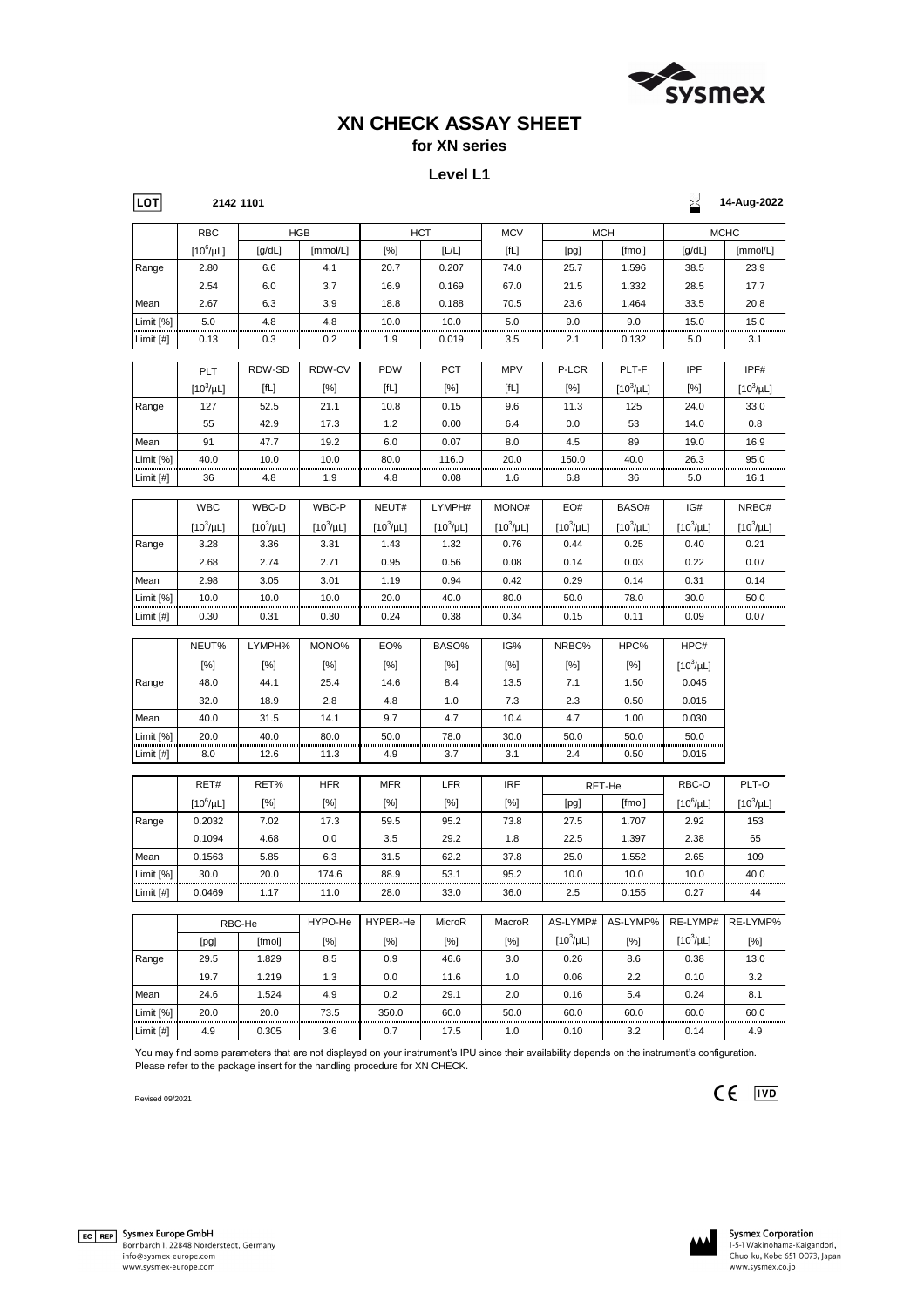# XN CHECK ASSAY SHEET

**for XN series**

**Level L1**

LOT **2142 1101** — Expiry: **14-Aug-2022**

| | RBC | HGB | | HCT | | MCV | MCH | | MCHC | |
|---|---|---|---|---|---|---|---|---|---|---|
| | [$10^6$/µL] | [g/dL] | [mmol/L] | [%] | [L/L] | [fL] | [pg] | [fmol] | [g/dL] | [mmol/L] |
| Range | 2.80 | 6.6 | 4.1 | 20.7 | 0.207 | 74.0 | 25.7 | 1.596 | 38.5 | 23.9 |
| | 2.54 | 6.0 | 3.7 | 16.9 | 0.169 | 67.0 | 21.5 | 1.332 | 28.5 | 17.7 |
| Mean | 2.67 | 6.3 | 3.9 | 18.8 | 0.188 | 70.5 | 23.6 | 1.464 | 33.5 | 20.8 |
| Limit [%] | 5.0 | 4.8 | 4.8 | 10.0 | 10.0 | 5.0 | 9.0 | 9.0 | 15.0 | 15.0 |
| Limit [#] | 0.13 | 0.3 | 0.2 | 1.9 | 0.019 | 3.5 | 2.1 | 0.132 | 5.0 | 3.1 |

| | PLT | RDW-SD | RDW-CV | PDW | PCT | MPV | P-LCR | PLT-F | IPF | IPF# |
|---|---|---|---|---|---|---|---|---|---|---|
| | [$10^3$/µL] | [fL] | [%] | [fL] | [%] | [fL] | [%] | [$10^3$/µL] | [%] | [$10^3$/µL] |
| Range | 127 | 52.5 | 21.1 | 10.8 | 0.15 | 9.6 | 11.3 | 125 | 24.0 | 33.0 |
| | 55 | 42.9 | 17.3 | 1.2 | 0.00 | 6.4 | 0.0 | 53 | 14.0 | 0.8 |
| Mean | 91 | 47.7 | 19.2 | 6.0 | 0.07 | 8.0 | 4.5 | 89 | 19.0 | 16.9 |
| Limit [%] | 40.0 | 10.0 | 10.0 | 80.0 | 116.0 | 20.0 | 150.0 | 40.0 | 26.3 | 95.0 |
| Limit [#] | 36 | 4.8 | 1.9 | 4.8 | 0.08 | 1.6 | 6.8 | 36 | 5.0 | 16.1 |

| | WBC | WBC-D | WBC-P | NEUT# | LYMPH# | MONO# | EO# | BASO# | IG# | NRBC# |
|---|---|---|---|---|---|---|---|---|---|---|
| | [$10^3$/µL] | [$10^3$/µL] | [$10^3$/µL] | [$10^3$/µL] | [$10^3$/µL] | [$10^3$/µL] | [$10^3$/µL] | [$10^3$/µL] | [$10^3$/µL] | [$10^3$/µL] |
| Range | 3.28 | 3.36 | 3.31 | 1.43 | 1.32 | 0.76 | 0.44 | 0.25 | 0.40 | 0.21 |
| | 2.68 | 2.74 | 2.71 | 0.95 | 0.56 | 0.08 | 0.14 | 0.03 | 0.22 | 0.07 |
| Mean | 2.98 | 3.05 | 3.01 | 1.19 | 0.94 | 0.42 | 0.29 | 0.14 | 0.31 | 0.14 |
| Limit [%] | 10.0 | 10.0 | 10.0 | 20.0 | 40.0 | 80.0 | 50.0 | 78.0 | 30.0 | 50.0 |
| Limit [#] | 0.30 | 0.31 | 0.30 | 0.24 | 0.38 | 0.34 | 0.15 | 0.11 | 0.09 | 0.07 |

| | NEUT% | LYMPH% | MONO% | EO% | BASO% | IG% | NRBC% | HPC% | HPC# |
|---|---|---|---|---|---|---|---|---|---|
| | [%] | [%] | [%] | [%] | [%] | [%] | [%] | [%] | [$10^3$/µL] |
| Range | 48.0 | 44.1 | 25.4 | 14.6 | 8.4 | 13.5 | 7.1 | 1.50 | 0.045 |
| | 32.0 | 18.9 | 2.8 | 4.8 | 1.0 | 7.3 | 2.3 | 0.50 | 0.015 |
| Mean | 40.0 | 31.5 | 14.1 | 9.7 | 4.7 | 10.4 | 4.7 | 1.00 | 0.030 |
| Limit [%] | 20.0 | 40.0 | 80.0 | 50.0 | 78.0 | 30.0 | 50.0 | 50.0 | 50.0 |
| Limit [#] | 8.0 | 12.6 | 11.3 | 4.9 | 3.7 | 3.1 | 2.4 | 0.50 | 0.015 |

| | RET# | RET% | HFR | MFR | LFR | IRF | RET-He | | RBC-O | PLT-O |
|---|---|---|---|---|---|---|---|---|---|---|
| | [$10^6$/µL] | [%] | [%] | [%] | [%] | [%] | [pg] | [fmol] | [$10^6$/µL] | [$10^3$/µL] |
| Range | 0.2032 | 7.02 | 17.3 | 59.5 | 95.2 | 73.8 | 27.5 | 1.707 | 2.92 | 153 |
| | 0.1094 | 4.68 | 0.0 | 3.5 | 29.2 | 1.8 | 22.5 | 1.397 | 2.38 | 65 |
| Mean | 0.1563 | 5.85 | 6.3 | 31.5 | 62.2 | 37.8 | 25.0 | 1.552 | 2.65 | 109 |
| Limit [%] | 30.0 | 20.0 | 174.6 | 88.9 | 53.1 | 95.2 | 10.0 | 10.0 | 10.0 | 40.0 |
| Limit [#] | 0.0469 | 1.17 | 11.0 | 28.0 | 33.0 | 36.0 | 2.5 | 0.155 | 0.27 | 44 |

| | RBC-He | | HYPO-He | HYPER-He | MicroR | MacroR | AS-LYMP# | AS-LYMP% | RE-LYMP# | RE-LYMP% |
|---|---|---|---|---|---|---|---|---|---|---|
| | [pg] | [fmol] | [%] | [%] | [%] | [%] | [$10^3$/µL] | [%] | [$10^3$/µL] | [%] |
| Range | 29.5 | 1.829 | 8.5 | 0.9 | 46.6 | 3.0 | 0.26 | 8.6 | 0.38 | 13.0 |
| | 19.7 | 1.219 | 1.3 | 0.0 | 11.6 | 1.0 | 0.06 | 2.2 | 0.10 | 3.2 |
| Mean | 24.6 | 1.524 | 4.9 | 0.2 | 29.1 | 2.0 | 0.16 | 5.4 | 0.24 | 8.1 |
| Limit [%] | 20.0 | 20.0 | 73.5 | 350.0 | 60.0 | 50.0 | 60.0 | 60.0 | 60.0 | 60.0 |
| Limit [#] | 4.9 | 0.305 | 3.6 | 0.7 | 17.5 | 1.0 | 0.10 | 3.2 | 0.14 | 4.9 |

You may find some parameters that are not displayed on your instrument's IPU since their availability depends on the instrument's configuration.
Please refer to the package insert for the handling procedure for XN CHECK.

Revised 09/2021

CE IVD

EC REP Sysmex Europe GmbH
Bornbarch 1, 22848 Norderstedt, Germany
info@sysmex-europe.com
www.sysmex-europe.com

Sysmex Corporation
1-5-1 Wakinohama-Kaigandori,
Chuo-ku, Kobe 651-0073, Japan
www.sysmex.co.jp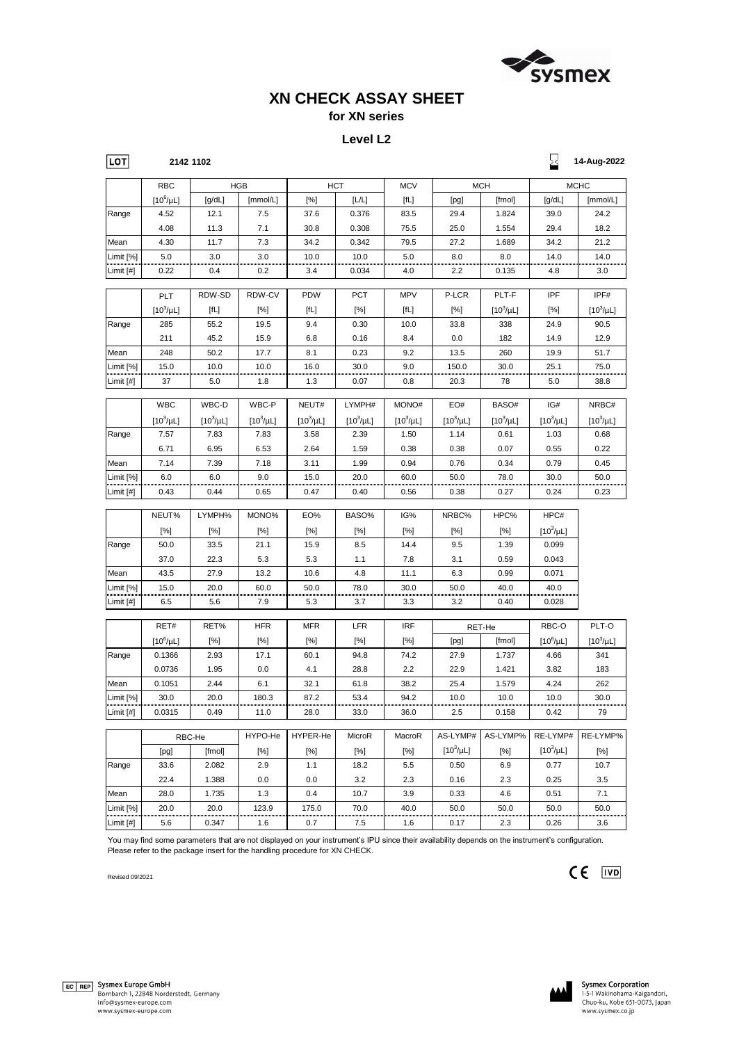# XN CHECK ASSAY SHEET

**for XN series**

**Level L2**

LOT **2142 1102** | Expiry **14-Aug-2022**

| | RBC | HGB | | HCT | | MCV | MCH | | MCHC | |
|---|---|---|---|---|---|---|---|---|---|---|
| | [$10^6$/µL] | [g/dL] | [mmol/L] | [%] | [L/L] | [fL] | [pg] | [fmol] | [g/dL] | [mmol/L] |
| Range | 4.52 | 12.1 | 7.5 | 37.6 | 0.376 | 83.5 | 29.4 | 1.824 | 39.0 | 24.2 |
| | 4.08 | 11.3 | 7.1 | 30.8 | 0.308 | 75.5 | 25.0 | 1.554 | 29.4 | 18.2 |
| Mean | 4.30 | 11.7 | 7.3 | 34.2 | 0.342 | 79.5 | 27.2 | 1.689 | 34.2 | 21.2 |
| Limit [%] | 5.0 | 3.0 | 3.0 | 10.0 | 10.0 | 5.0 | 8.0 | 8.0 | 14.0 | 14.0 |
| Limit [#] | 0.22 | 0.4 | 0.2 | 3.4 | 0.034 | 4.0 | 2.2 | 0.135 | 4.8 | 3.0 |

| | PLT | RDW-SD | RDW-CV | PDW | PCT | MPV | P-LCR | PLT-F | IPF | IPF# |
|---|---|---|---|---|---|---|---|---|---|---|
| | [$10^3$/µL] | [fL] | [%] | [fL] | [%] | [fL] | [%] | [$10^3$/µL] | [%] | [$10^3$/µL] |
| Range | 285 | 55.2 | 19.5 | 9.4 | 0.30 | 10.0 | 33.8 | 338 | 24.9 | 90.5 |
| | 211 | 45.2 | 15.9 | 6.8 | 0.16 | 8.4 | 0.0 | 182 | 14.9 | 12.9 |
| Mean | 248 | 50.2 | 17.7 | 8.1 | 0.23 | 9.2 | 13.5 | 260 | 19.9 | 51.7 |
| Limit [%] | 15.0 | 10.0 | 10.0 | 16.0 | 30.0 | 9.0 | 150.0 | 30.0 | 25.1 | 75.0 |
| Limit [#] | 37 | 5.0 | 1.8 | 1.3 | 0.07 | 0.8 | 20.3 | 78 | 5.0 | 38.8 |

| | WBC | WBC-D | WBC-P | NEUT# | LYMPH# | MONO# | EO# | BASO# | IG# | NRBC# |
|---|---|---|---|---|---|---|---|---|---|---|
| | [$10^3$/µL] | [$10^3$/µL] | [$10^3$/µL] | [$10^3$/µL] | [$10^3$/µL] | [$10^3$/µL] | [$10^3$/µL] | [$10^3$/µL] | [$10^3$/µL] | [$10^3$/µL] |
| Range | 7.57 | 7.83 | 7.83 | 3.58 | 2.39 | 1.50 | 1.14 | 0.61 | 1.03 | 0.68 |
| | 6.71 | 6.95 | 6.53 | 2.64 | 1.59 | 0.38 | 0.38 | 0.07 | 0.55 | 0.22 |
| Mean | 7.14 | 7.39 | 7.18 | 3.11 | 1.99 | 0.94 | 0.76 | 0.34 | 0.79 | 0.45 |
| Limit [%] | 6.0 | 6.0 | 9.0 | 15.0 | 20.0 | 60.0 | 50.0 | 78.0 | 30.0 | 50.0 |
| Limit [#] | 0.43 | 0.44 | 0.65 | 0.47 | 0.40 | 0.56 | 0.38 | 0.27 | 0.24 | 0.23 |

| | NEUT% | LYMPH% | MONO% | EO% | BASO% | IG% | NRBC% | HPC% | HPC# |
|---|---|---|---|---|---|---|---|---|---|
| | [%] | [%] | [%] | [%] | [%] | [%] | [%] | [%] | [$10^3$/µL] |
| Range | 50.0 | 33.5 | 21.1 | 15.9 | 8.5 | 14.4 | 9.5 | 1.39 | 0.099 |
| | 37.0 | 22.3 | 5.3 | 5.3 | 1.1 | 7.8 | 3.1 | 0.59 | 0.043 |
| Mean | 43.5 | 27.9 | 13.2 | 10.6 | 4.8 | 11.1 | 6.3 | 0.99 | 0.071 |
| Limit [%] | 15.0 | 20.0 | 60.0 | 50.0 | 78.0 | 30.0 | 50.0 | 40.0 | 40.0 |
| Limit [#] | 6.5 | 5.6 | 7.9 | 5.3 | 3.7 | 3.3 | 3.2 | 0.40 | 0.028 |

| | RET# | RET% | HFR | MFR | LFR | IRF | RET-He | | RBC-O | PLT-O |
|---|---|---|---|---|---|---|---|---|---|---|
| | [$10^6$/µL] | [%] | [%] | [%] | [%] | [%] | [pg] | [fmol] | [$10^6$/µL] | [$10^3$/µL] |
| Range | 0.1366 | 2.93 | 17.1 | 60.1 | 94.8 | 74.2 | 27.9 | 1.737 | 4.66 | 341 |
| | 0.0736 | 1.95 | 0.0 | 4.1 | 28.8 | 2.2 | 22.9 | 1.421 | 3.82 | 183 |
| Mean | 0.1051 | 2.44 | 6.1 | 32.1 | 61.8 | 38.2 | 25.4 | 1.579 | 4.24 | 262 |
| Limit [%] | 30.0 | 20.0 | 180.3 | 87.2 | 53.4 | 94.2 | 10.0 | 10.0 | 10.0 | 30.0 |
| Limit [#] | 0.0315 | 0.49 | 11.0 | 28.0 | 33.0 | 36.0 | 2.5 | 0.158 | 0.42 | 79 |

| | RBC-He | | HYPO-He | HYPER-He | MicroR | MacroR | AS-LYMP# | AS-LYMP% | RE-LYMP# | RE-LYMP% |
|---|---|---|---|---|---|---|---|---|---|---|
| | [pg] | [fmol] | [%] | [%] | [%] | [%] | [$10^3$/µL] | [%] | [$10^3$/µL] | [%] |
| Range | 33.6 | 2.082 | 2.9 | 1.1 | 18.2 | 5.5 | 0.50 | 6.9 | 0.77 | 10.7 |
| | 22.4 | 1.388 | 0.0 | 0.0 | 3.2 | 2.3 | 0.16 | 2.3 | 0.25 | 3.5 |
| Mean | 28.0 | 1.735 | 1.3 | 0.4 | 10.7 | 3.9 | 0.33 | 4.6 | 0.51 | 7.1 |
| Limit [%] | 20.0 | 20.0 | 123.9 | 175.0 | 70.0 | 40.0 | 50.0 | 50.0 | 50.0 | 50.0 |
| Limit [#] | 5.6 | 0.347 | 1.6 | 0.7 | 7.5 | 1.6 | 0.17 | 2.3 | 0.26 | 3.6 |

You may find some parameters that are not displayed on your instrument's IPU since their availability depends on the instrument's configuration.
Please refer to the package insert for the handling procedure for XN CHECK.

Revised 09/2021

CE IVD

EC REP Sysmex Europe GmbH
Bornbarch 1, 22848 Norderstedt, Germany
info@sysmex-europe.com
www.sysmex-europe.com

Sysmex Corporation
1-5-1 Wakinohama-Kaigandori,
Chuo-ku, Kobe 651-0073, Japan
www.sysmex.co.jp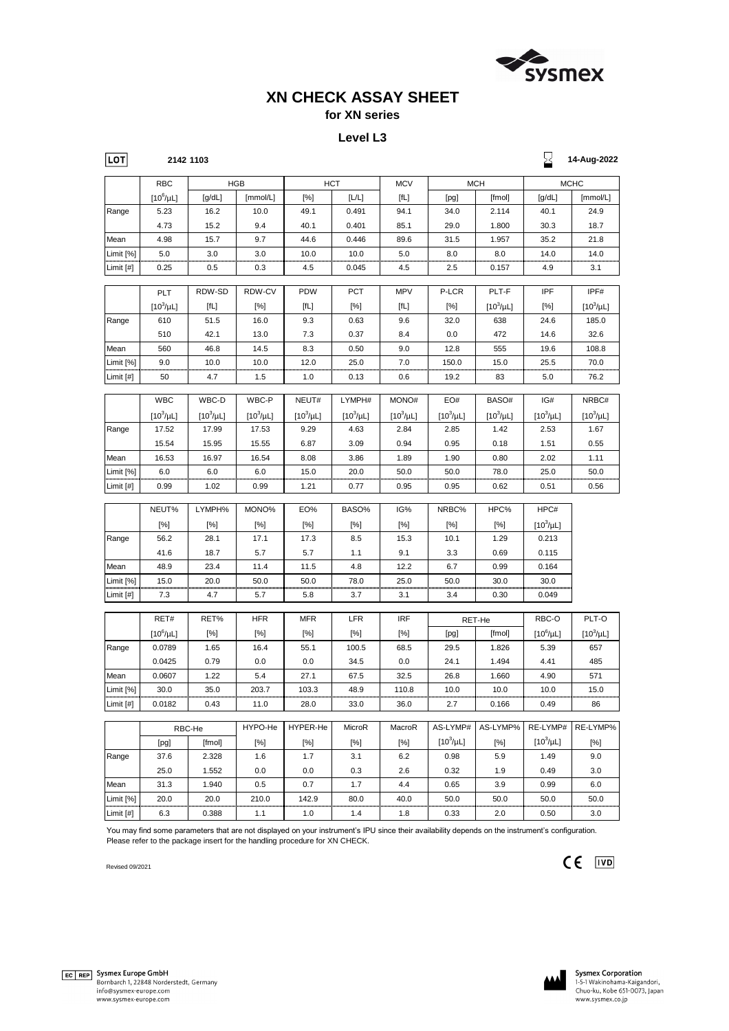sysmex

# XN CHECK ASSAY SHEET

### for XN series

### Level L3

LOT **2142 1103**

**14-Aug-2022**

| | RBC | HGB | | HCT | | MCV | MCH | | MCHC | |
|---|---|---|---|---|---|---|---|---|---|---|
| | $[10^6/\mu L]$ | [g/dL] | [mmol/L] | [%] | [L/L] | [fL] | [pg] | [fmol] | [g/dL] | [mmol/L] |
| Range | 5.23 | 16.2 | 10.0 | 49.1 | 0.491 | 94.1 | 34.0 | 2.114 | 40.1 | 24.9 |
| | 4.73 | 15.2 | 9.4 | 40.1 | 0.401 | 85.1 | 29.0 | 1.800 | 30.3 | 18.7 |
| Mean | 4.98 | 15.7 | 9.7 | 44.6 | 0.446 | 89.6 | 31.5 | 1.957 | 35.2 | 21.8 |
| Limit [%] | 5.0 | 3.0 | 3.0 | 10.0 | 10.0 | 5.0 | 8.0 | 8.0 | 14.0 | 14.0 |
| Limit [#] | 0.25 | 0.5 | 0.3 | 4.5 | 0.045 | 4.5 | 2.5 | 0.157 | 4.9 | 3.1 |

| | PLT | RDW-SD | RDW-CV | PDW | PCT | MPV | P-LCR | PLT-F | IPF | IPF# |
|---|---|---|---|---|---|---|---|---|---|---|
| | $[10^3/\mu L]$ | [fL] | [%] | [fL] | [%] | [fL] | [%] | $[10^3/\mu L]$ | [%] | $[10^3/\mu L]$ |
| Range | 610 | 51.5 | 16.0 | 9.3 | 0.63 | 9.6 | 32.0 | 638 | 24.6 | 185.0 |
| | 510 | 42.1 | 13.0 | 7.3 | 0.37 | 8.4 | 0.0 | 472 | 14.6 | 32.6 |
| Mean | 560 | 46.8 | 14.5 | 8.3 | 0.50 | 9.0 | 12.8 | 555 | 19.6 | 108.8 |
| Limit [%] | 9.0 | 10.0 | 10.0 | 12.0 | 25.0 | 7.0 | 150.0 | 15.0 | 25.5 | 70.0 |
| Limit [#] | 50 | 4.7 | 1.5 | 1.0 | 0.13 | 0.6 | 19.2 | 83 | 5.0 | 76.2 |

| | WBC | WBC-D | WBC-P | NEUT# | LYMPH# | MONO# | EO# | BASO# | IG# | NRBC# |
|---|---|---|---|---|---|---|---|---|---|---|
| | $[10^3/\mu L]$ | $[10^3/\mu L]$ | $[10^3/\mu L]$ | $[10^3/\mu L]$ | $[10^3/\mu L]$ | $[10^3/\mu L]$ | $[10^3/\mu L]$ | $[10^3/\mu L]$ | $[10^3/\mu L]$ | $[10^3/\mu L]$ |
| Range | 17.52 | 17.99 | 17.53 | 9.29 | 4.63 | 2.84 | 2.85 | 1.42 | 2.53 | 1.67 |
| | 15.54 | 15.95 | 15.55 | 6.87 | 3.09 | 0.94 | 0.95 | 0.18 | 1.51 | 0.55 |
| Mean | 16.53 | 16.97 | 16.54 | 8.08 | 3.86 | 1.89 | 1.90 | 0.80 | 2.02 | 1.11 |
| Limit [%] | 6.0 | 6.0 | 6.0 | 15.0 | 20.0 | 50.0 | 50.0 | 78.0 | 25.0 | 50.0 |
| Limit [#] | 0.99 | 1.02 | 0.99 | 1.21 | 0.77 | 0.95 | 0.95 | 0.62 | 0.51 | 0.56 |

| | NEUT% | LYMPH% | MONO% | EO% | BASO% | IG% | NRBC% | HPC% | HPC# |
|---|---|---|---|---|---|---|---|---|---|
| | [%] | [%] | [%] | [%] | [%] | [%] | [%] | [%] | $[10^3/\mu L]$ |
| Range | 56.2 | 28.1 | 17.1 | 17.3 | 8.5 | 15.3 | 10.1 | 1.29 | 0.213 |
| | 41.6 | 18.7 | 5.7 | 5.7 | 1.1 | 9.1 | 3.3 | 0.69 | 0.115 |
| Mean | 48.9 | 23.4 | 11.4 | 11.5 | 4.8 | 12.2 | 6.7 | 0.99 | 0.164 |
| Limit [%] | 15.0 | 20.0 | 50.0 | 50.0 | 78.0 | 25.0 | 50.0 | 30.0 | 30.0 |
| Limit [#] | 7.3 | 4.7 | 5.7 | 5.8 | 3.7 | 3.1 | 3.4 | 0.30 | 0.049 |

| | RET# | RET% | HFR | MFR | LFR | IRF | RET-He | | RBC-O | PLT-O |
|---|---|---|---|---|---|---|---|---|---|---|
| | $[10^6/\mu L]$ | [%] | [%] | [%] | [%] | [%] | [pg] | [fmol] | $[10^6/\mu L]$ | $[10^3/\mu L]$ |
| Range | 0.0789 | 1.65 | 16.4 | 55.1 | 100.5 | 68.5 | 29.5 | 1.826 | 5.39 | 657 |
| | 0.0425 | 0.79 | 0.0 | 0.0 | 34.5 | 0.0 | 24.1 | 1.494 | 4.41 | 485 |
| Mean | 0.0607 | 1.22 | 5.4 | 27.1 | 67.5 | 32.5 | 26.8 | 1.660 | 4.90 | 571 |
| Limit [%] | 30.0 | 35.0 | 203.7 | 103.3 | 48.9 | 110.8 | 10.0 | 10.0 | 10.0 | 15.0 |
| Limit [#] | 0.0182 | 0.43 | 11.0 | 28.0 | 33.0 | 36.0 | 2.7 | 0.166 | 0.49 | 86 |

| | RBC-He | | HYPO-He | HYPER-He | MicroR | MacroR | AS-LYMP# | AS-LYMP% | RE-LYMP# | RE-LYMP% |
|---|---|---|---|---|---|---|---|---|---|---|
| | [pg] | [fmol] | [%] | [%] | [%] | [%] | $[10^3/\mu L]$ | [%] | $[10^3/\mu L]$ | [%] |
| Range | 37.6 | 2.328 | 1.6 | 1.7 | 3.1 | 6.2 | 0.98 | 5.9 | 1.49 | 9.0 |
| | 25.0 | 1.552 | 0.0 | 0.0 | 0.3 | 2.6 | 0.32 | 1.9 | 0.49 | 3.0 |
| Mean | 31.3 | 1.940 | 0.5 | 0.7 | 1.7 | 4.4 | 0.65 | 3.9 | 0.99 | 6.0 |
| Limit [%] | 20.0 | 20.0 | 210.0 | 142.9 | 80.0 | 40.0 | 50.0 | 50.0 | 50.0 | 50.0 |
| Limit [#] | 6.3 | 0.388 | 1.1 | 1.0 | 1.4 | 1.8 | 0.33 | 2.0 | 0.50 | 3.0 |

You may find some parameters that are not displayed on your instrument's IPU since their availability depends on the instrument's configuration.
Please refer to the package insert for the handling procedure for XN CHECK.

Revised 09/2021

CE IVD

EC REP Sysmex Europe GmbH
Bornbarch 1, 22848 Norderstedt, Germany
info@sysmex-europe.com
www.sysmex-europe.com

Sysmex Corporation
1-5-1 Wakinohama-Kaigandori,
Chuo-ku, Kobe 651-0073, Japan
www.sysmex.co.jp